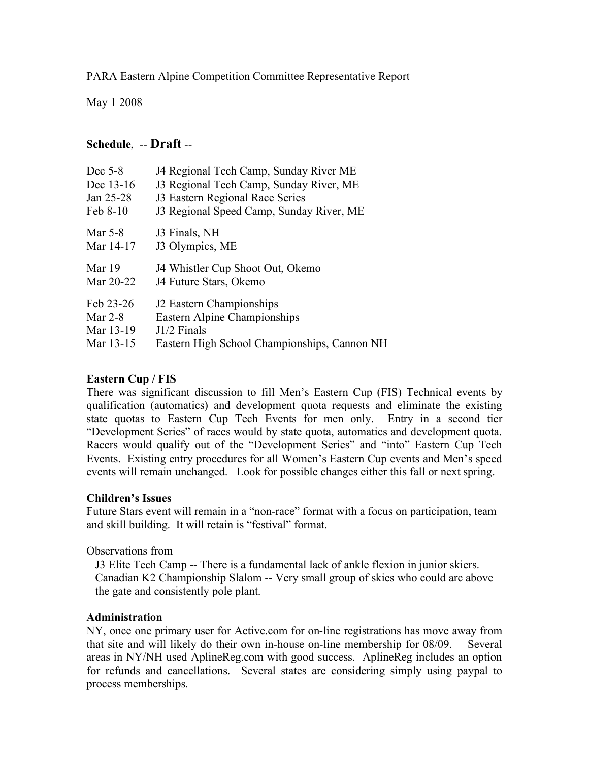PARA Eastern Alpine Competition Committee Representative Report

May 1 2008

## Schedule, -- Draft --

| | |
|---|---|
| Dec 5-8 | J4 Regional Tech Camp, Sunday River ME |
| Dec 13-16 | J3 Regional Tech Camp, Sunday River, ME |
| Jan 25-28 | J3 Eastern Regional Race Series |
| Feb 8-10 | J3 Regional Speed Camp, Sunday River, ME |
| Mar 5-8 | J3 Finals, NH |
| Mar 14-17 | J3 Olympics, ME |
| Mar 19 | J4 Whistler Cup Shoot Out, Okemo |
| Mar 20-22 | J4 Future Stars, Okemo |
| Feb 23-26 | J2 Eastern Championships |
| Mar 2-8 | Eastern Alpine Championships |
| Mar 13-19 | J1/2 Finals |
| Mar 13-15 | Eastern High School Championships, Cannon NH |

### Eastern Cup / FIS

There was significant discussion to fill Men's Eastern Cup (FIS) Technical events by qualification (automatics) and development quota requests and eliminate the existing state quotas to Eastern Cup Tech Events for men only. Entry in a second tier "Development Series" of races would by state quota, automatics and development quota. Racers would qualify out of the "Development Series" and "into" Eastern Cup Tech Events. Existing entry procedures for all Women's Eastern Cup events and Men's speed events will remain unchanged. Look for possible changes either this fall or next spring.

### Children's Issues

Future Stars event will remain in a "non-race" format with a focus on participation, team and skill building. It will retain is "festival" format.

Observations from

J3 Elite Tech Camp -- There is a fundamental lack of ankle flexion in junior skiers.
Canadian K2 Championship Slalom -- Very small group of skies who could arc above the gate and consistently pole plant.

### Administration

NY, once one primary user for Active.com for on-line registrations has move away from that site and will likely do their own in-house on-line membership for 08/09. Several areas in NY/NH used AplineReg.com with good success. AplineReg includes an option for refunds and cancellations. Several states are considering simply using paypal to process memberships.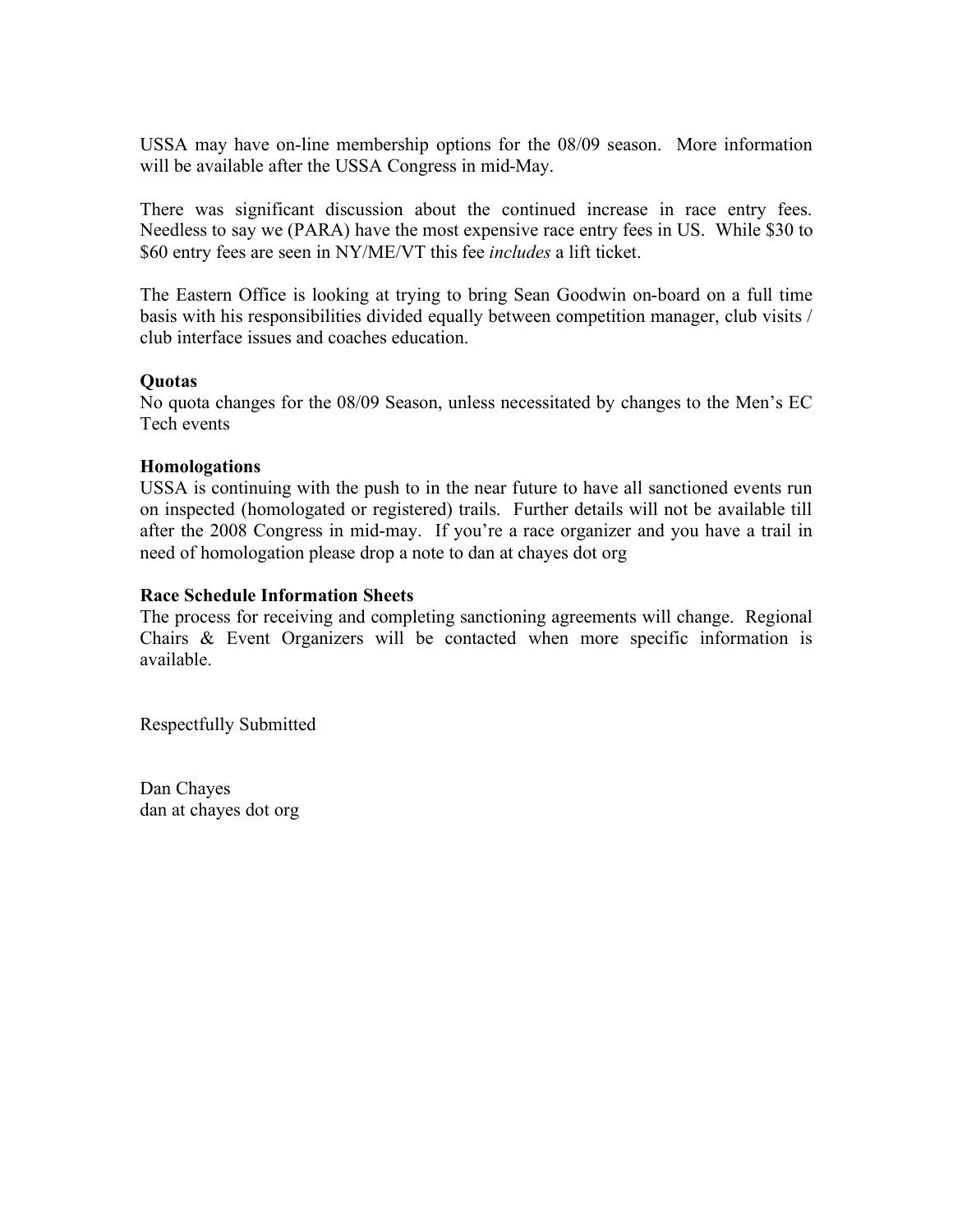USSA may have on-line membership options for the 08/09 season. More information will be available after the USSA Congress in mid-May.

There was significant discussion about the continued increase in race entry fees. Needless to say we (PARA) have the most expensive race entry fees in US. While $30 to $60 entry fees are seen in NY/ME/VT this fee *includes* a lift ticket.

The Eastern Office is looking at trying to bring Sean Goodwin on-board on a full time basis with his responsibilities divided equally between competition manager, club visits / club interface issues and coaches education.

**Quotas**

No quota changes for the 08/09 Season, unless necessitated by changes to the Men's EC Tech events

**Homologations**

USSA is continuing with the push to in the near future to have all sanctioned events run on inspected (homologated or registered) trails. Further details will not be available till after the 2008 Congress in mid-may. If you're a race organizer and you have a trail in need of homologation please drop a note to dan at chayes dot org

**Race Schedule Information Sheets**

The process for receiving and completing sanctioning agreements will change. Regional Chairs & Event Organizers will be contacted when more specific information is available.

Respectfully Submitted

Dan Chayes
dan at chayes dot org